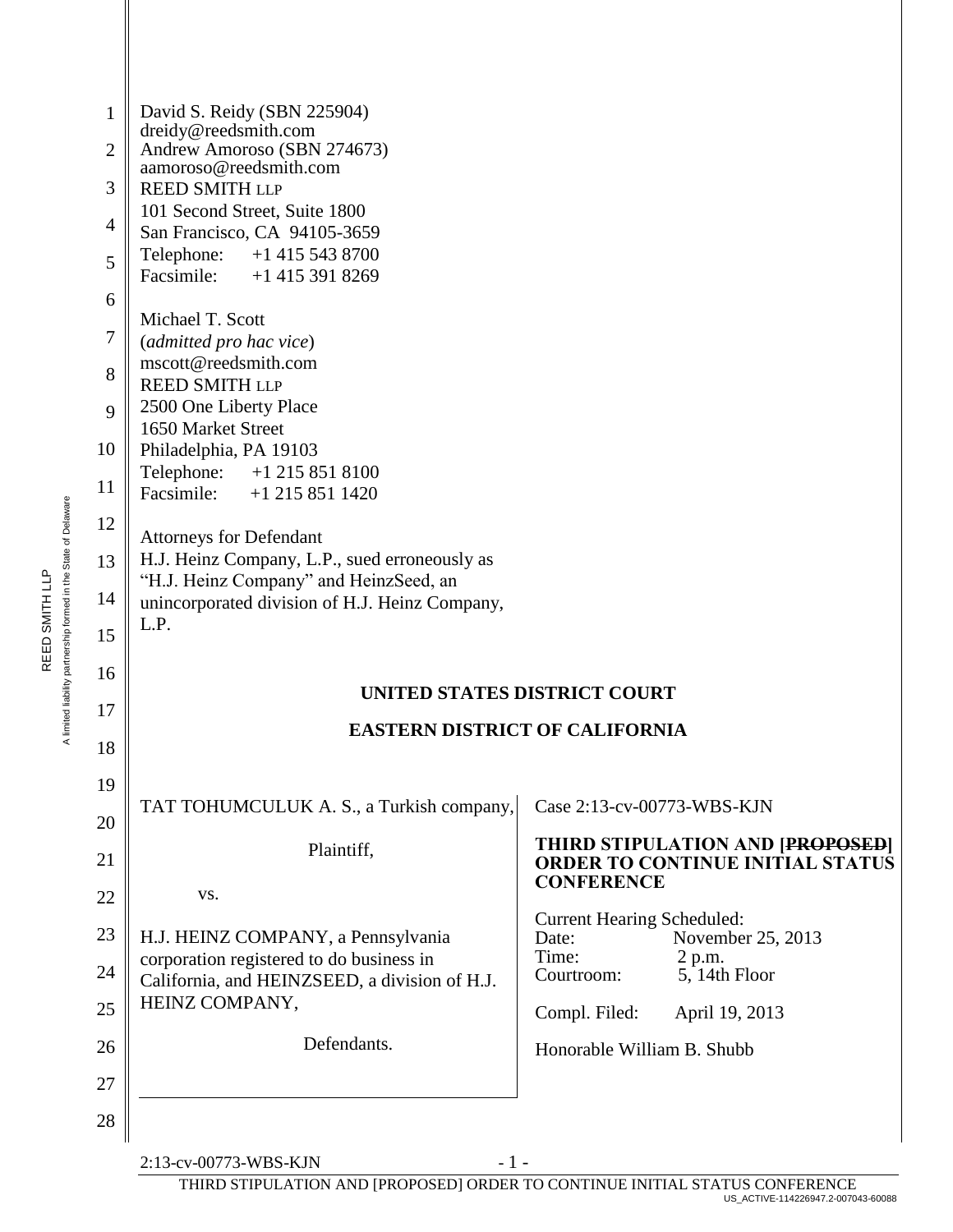David S. Reidy (SBN 225904)
dreidy@reedsmith.com
Andrew Amoroso (SBN 274673)
aamoroso@reedsmith.com
REED SMITH LLP
101 Second Street, Suite 1800
San Francisco, CA 94105-3659
Telephone: +1 415 543 8700
Facsimile: +1 415 391 8269

Michael T. Scott
(*admitted pro hac vice*)
mscott@reedsmith.com
REED SMITH LLP
2500 One Liberty Place
1650 Market Street
Philadelphia, PA 19103
Telephone: +1 215 851 8100
Facsimile: +1 215 851 1420

Attorneys for Defendant
H.J. Heinz Company, L.P., sued erroneously as "H.J. Heinz Company" and HeinzSeed, an unincorporated division of H.J. Heinz Company, L.P.

**UNITED STATES DISTRICT COURT**

**EASTERN DISTRICT OF CALIFORNIA**

TAT TOHUMCULUK A. S., a Turkish company,

Plaintiff,

vs.

H.J. HEINZ COMPANY, a Pennsylvania corporation registered to do business in California, and HEINZSEED, a division of H.J. HEINZ COMPANY,

Defendants.

Case 2:13-cv-00773-WBS-KJN

**THIRD STIPULATION AND [~~PROPOSED~~] ORDER TO CONTINUE INITIAL STATUS CONFERENCE**

Current Hearing Scheduled:
Date: November 25, 2013
Time: 2 p.m.
Courtroom: 5, 14th Floor

Compl. Filed: April 19, 2013

Honorable William B. Shubb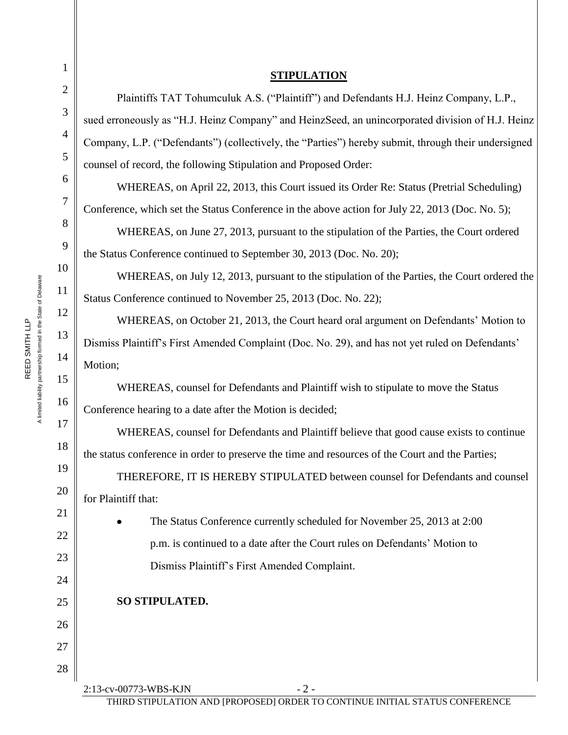## STIPULATION

Plaintiffs TAT Tohumculuk A.S. ("Plaintiff") and Defendants H.J. Heinz Company, L.P., sued erroneously as "H.J. Heinz Company" and HeinzSeed, an unincorporated division of H.J. Heinz Company, L.P. ("Defendants") (collectively, the "Parties") hereby submit, through their undersigned counsel of record, the following Stipulation and Proposed Order:

WHEREAS, on April 22, 2013, this Court issued its Order Re: Status (Pretrial Scheduling) Conference, which set the Status Conference in the above action for July 22, 2013 (Doc. No. 5);

WHEREAS, on June 27, 2013, pursuant to the stipulation of the Parties, the Court ordered the Status Conference continued to September 30, 2013 (Doc. No. 20);

WHEREAS, on July 12, 2013, pursuant to the stipulation of the Parties, the Court ordered the Status Conference continued to November 25, 2013 (Doc. No. 22);

WHEREAS, on October 21, 2013, the Court heard oral argument on Defendants' Motion to Dismiss Plaintiff's First Amended Complaint (Doc. No. 29), and has not yet ruled on Defendants' Motion;

WHEREAS, counsel for Defendants and Plaintiff wish to stipulate to move the Status Conference hearing to a date after the Motion is decided;

WHEREAS, counsel for Defendants and Plaintiff believe that good cause exists to continue the status conference in order to preserve the time and resources of the Court and the Parties;

THEREFORE, IT IS HEREBY STIPULATED between counsel for Defendants and counsel for Plaintiff that:

- The Status Conference currently scheduled for November 25, 2013 at 2:00 p.m. is continued to a date after the Court rules on Defendants' Motion to Dismiss Plaintiff's First Amended Complaint.

**SO STIPULATED.**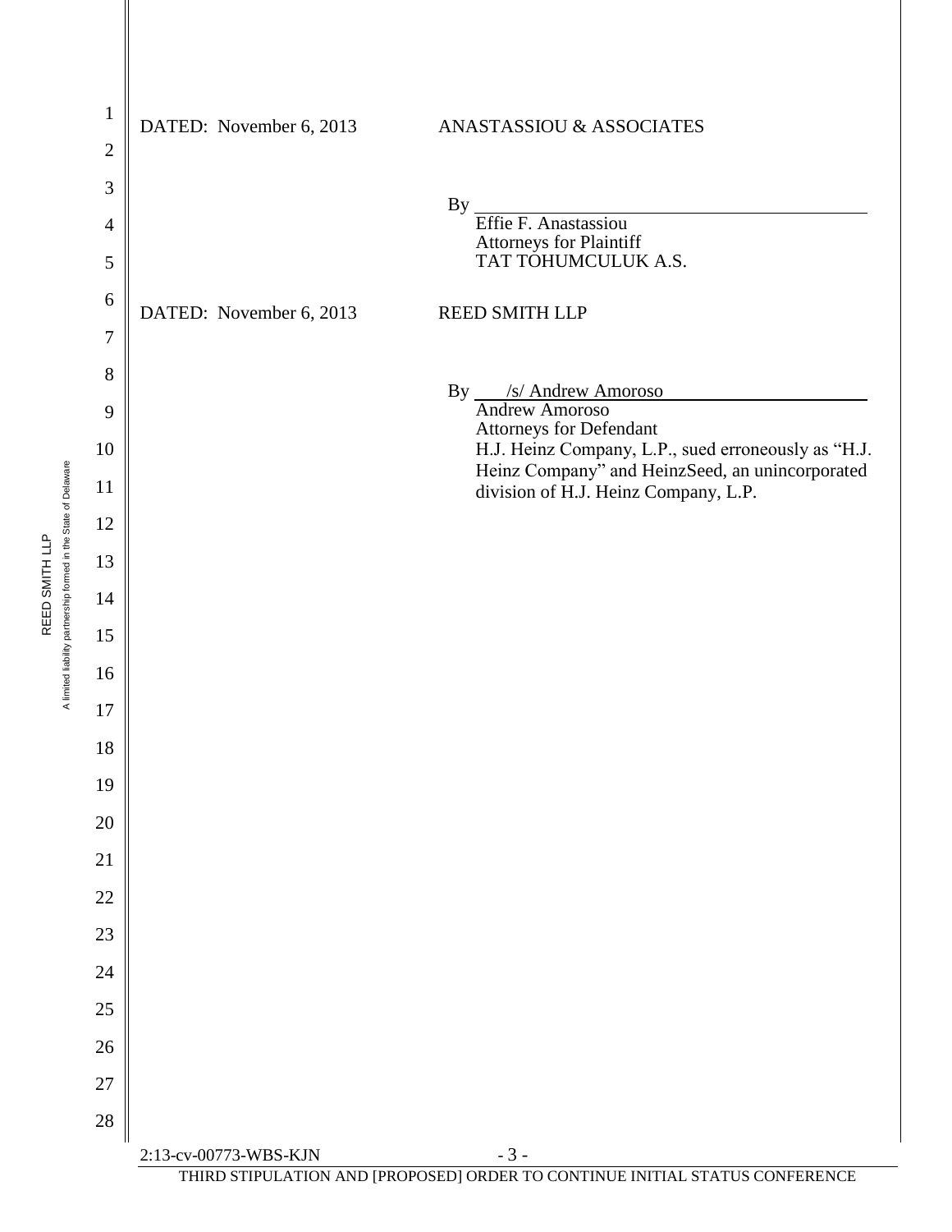DATED: November 6, 2013 ANASTASSIOU & ASSOCIATES

By \_\_\_\_\_\_\_\_\_\_\_\_\_\_\_\_\_\_\_\_\_\_\_\_\_\_\_\_\_\_\_\_

Effie F. Anastassiou
Attorneys for Plaintiff
TAT TOHUMCULUK A.S.

DATED: November 6, 2013 REED SMITH LLP

By /s/ Andrew Amoroso

Andrew Amoroso
Attorneys for Defendant
H.J. Heinz Company, L.P., sued erroneously as "H.J. Heinz Company" and HeinzSeed, an unincorporated division of H.J. Heinz Company, L.P.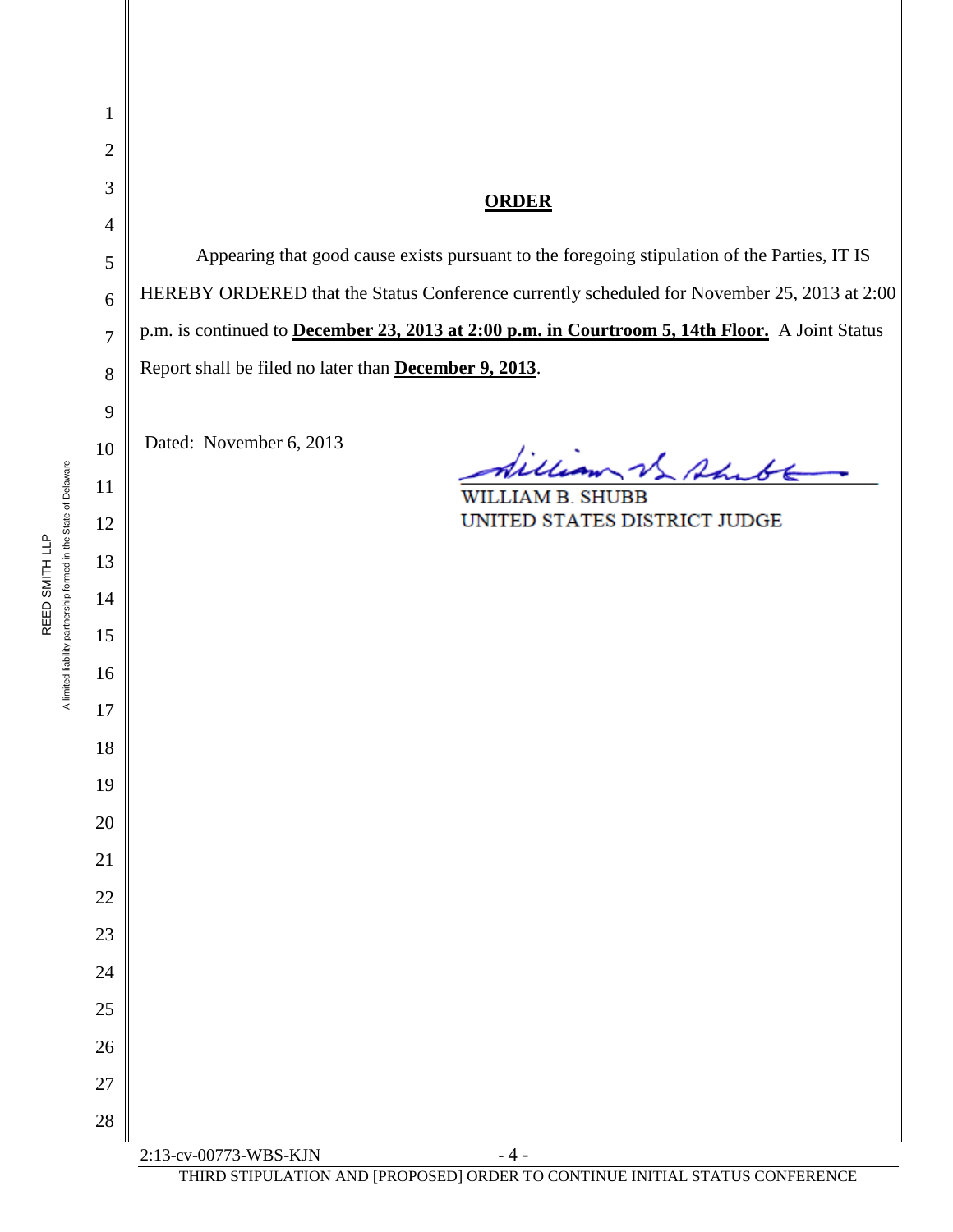## ORDER

Appearing that good cause exists pursuant to the foregoing stipulation of the Parties, IT IS HEREBY ORDERED that the Status Conference currently scheduled for November 25, 2013 at 2:00 p.m. is continued to **December 23, 2013 at 2:00 p.m. in Courtroom 5, 14th Floor.** A Joint Status Report shall be filed no later than **December 9, 2013**.

Dated: November 6, 2013

WILLIAM B. SHUBB
UNITED STATES DISTRICT JUDGE